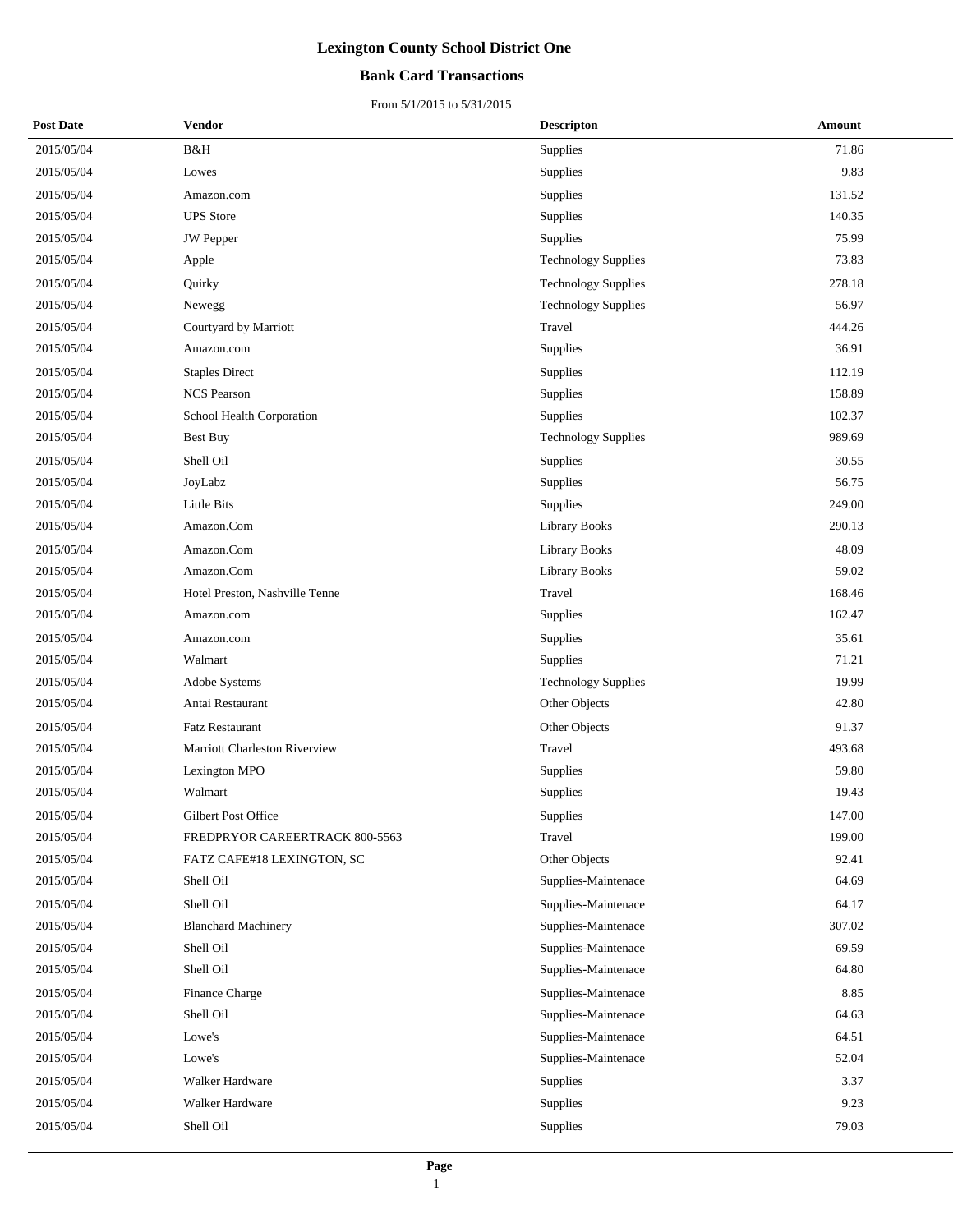# Lexington County School District One

## Bank Card Transactions

From 5/1/2015 to 5/31/2015

| Post Date | Vendor | Descripton | Amount |
|---|---|---|---|
| 2015/05/04 | B&H | Supplies | 71.86 |
| 2015/05/04 | Lowes | Supplies | 9.83 |
| 2015/05/04 | Amazon.com | Supplies | 131.52 |
| 2015/05/04 | UPS Store | Supplies | 140.35 |
| 2015/05/04 | JW Pepper | Supplies | 75.99 |
| 2015/05/04 | Apple | Technology Supplies | 73.83 |
| 2015/05/04 | Quirky | Technology Supplies | 278.18 |
| 2015/05/04 | Newegg | Technology Supplies | 56.97 |
| 2015/05/04 | Courtyard by Marriott | Travel | 444.26 |
| 2015/05/04 | Amazon.com | Supplies | 36.91 |
| 2015/05/04 | Staples Direct | Supplies | 112.19 |
| 2015/05/04 | NCS Pearson | Supplies | 158.89 |
| 2015/05/04 | School Health Corporation | Supplies | 102.37 |
| 2015/05/04 | Best Buy | Technology Supplies | 989.69 |
| 2015/05/04 | Shell Oil | Supplies | 30.55 |
| 2015/05/04 | JoyLabz | Supplies | 56.75 |
| 2015/05/04 | Little Bits | Supplies | 249.00 |
| 2015/05/04 | Amazon.Com | Library Books | 290.13 |
| 2015/05/04 | Amazon.Com | Library Books | 48.09 |
| 2015/05/04 | Amazon.Com | Library Books | 59.02 |
| 2015/05/04 | Hotel Preston, Nashville Tenne | Travel | 168.46 |
| 2015/05/04 | Amazon.com | Supplies | 162.47 |
| 2015/05/04 | Amazon.com | Supplies | 35.61 |
| 2015/05/04 | Walmart | Supplies | 71.21 |
| 2015/05/04 | Adobe Systems | Technology Supplies | 19.99 |
| 2015/05/04 | Antai Restaurant | Other Objects | 42.80 |
| 2015/05/04 | Fatz Restaurant | Other Objects | 91.37 |
| 2015/05/04 | Marriott Charleston Riverview | Travel | 493.68 |
| 2015/05/04 | Lexington MPO | Supplies | 59.80 |
| 2015/05/04 | Walmart | Supplies | 19.43 |
| 2015/05/04 | Gilbert Post Office | Supplies | 147.00 |
| 2015/05/04 | FREDPRYOR CAREERTRACK 800-5563 | Travel | 199.00 |
| 2015/05/04 | FATZ CAFE#18 LEXINGTON, SC | Other Objects | 92.41 |
| 2015/05/04 | Shell Oil | Supplies-Maintenace | 64.69 |
| 2015/05/04 | Shell Oil | Supplies-Maintenace | 64.17 |
| 2015/05/04 | Blanchard Machinery | Supplies-Maintenace | 307.02 |
| 2015/05/04 | Shell Oil | Supplies-Maintenace | 69.59 |
| 2015/05/04 | Shell Oil | Supplies-Maintenace | 64.80 |
| 2015/05/04 | Finance Charge | Supplies-Maintenace | 8.85 |
| 2015/05/04 | Shell Oil | Supplies-Maintenace | 64.63 |
| 2015/05/04 | Lowe's | Supplies-Maintenace | 64.51 |
| 2015/05/04 | Lowe's | Supplies-Maintenace | 52.04 |
| 2015/05/04 | Walker Hardware | Supplies | 3.37 |
| 2015/05/04 | Walker Hardware | Supplies | 9.23 |
| 2015/05/04 | Shell Oil | Supplies | 79.03 |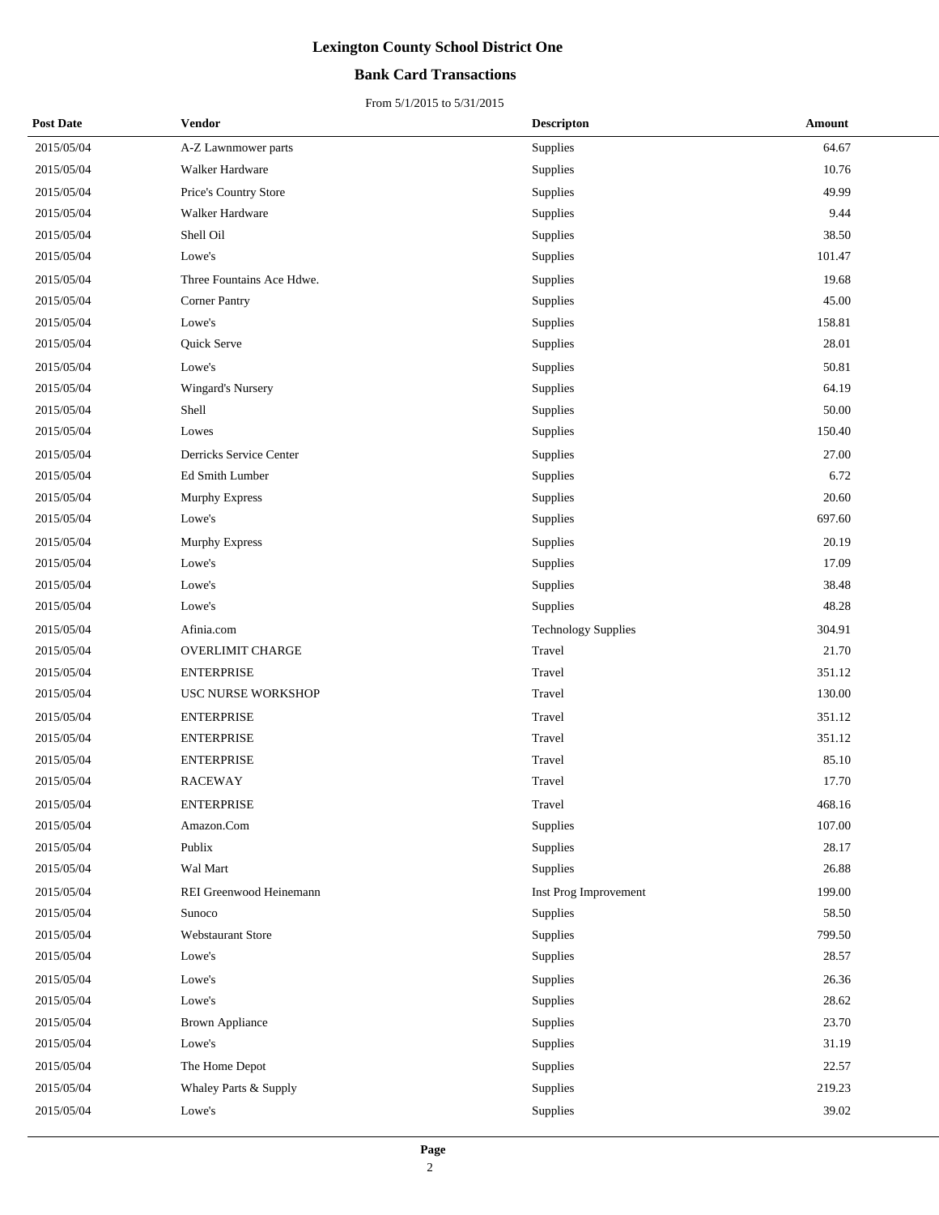# Lexington County School District One

## Bank Card Transactions

From 5/1/2015 to 5/31/2015

| Post Date | Vendor | Descripton | Amount |
|---|---|---|---|
| 2015/05/04 | A-Z Lawnmower parts | Supplies | 64.67 |
| 2015/05/04 | Walker Hardware | Supplies | 10.76 |
| 2015/05/04 | Price's Country Store | Supplies | 49.99 |
| 2015/05/04 | Walker Hardware | Supplies | 9.44 |
| 2015/05/04 | Shell Oil | Supplies | 38.50 |
| 2015/05/04 | Lowe's | Supplies | 101.47 |
| 2015/05/04 | Three Fountains Ace Hdwe. | Supplies | 19.68 |
| 2015/05/04 | Corner Pantry | Supplies | 45.00 |
| 2015/05/04 | Lowe's | Supplies | 158.81 |
| 2015/05/04 | Quick Serve | Supplies | 28.01 |
| 2015/05/04 | Lowe's | Supplies | 50.81 |
| 2015/05/04 | Wingard's Nursery | Supplies | 64.19 |
| 2015/05/04 | Shell | Supplies | 50.00 |
| 2015/05/04 | Lowes | Supplies | 150.40 |
| 2015/05/04 | Derricks Service Center | Supplies | 27.00 |
| 2015/05/04 | Ed Smith Lumber | Supplies | 6.72 |
| 2015/05/04 | Murphy Express | Supplies | 20.60 |
| 2015/05/04 | Lowe's | Supplies | 697.60 |
| 2015/05/04 | Murphy Express | Supplies | 20.19 |
| 2015/05/04 | Lowe's | Supplies | 17.09 |
| 2015/05/04 | Lowe's | Supplies | 38.48 |
| 2015/05/04 | Lowe's | Supplies | 48.28 |
| 2015/05/04 | Afinia.com | Technology Supplies | 304.91 |
| 2015/05/04 | OVERLIMIT CHARGE | Travel | 21.70 |
| 2015/05/04 | ENTERPRISE | Travel | 351.12 |
| 2015/05/04 | USC NURSE WORKSHOP | Travel | 130.00 |
| 2015/05/04 | ENTERPRISE | Travel | 351.12 |
| 2015/05/04 | ENTERPRISE | Travel | 351.12 |
| 2015/05/04 | ENTERPRISE | Travel | 85.10 |
| 2015/05/04 | RACEWAY | Travel | 17.70 |
| 2015/05/04 | ENTERPRISE | Travel | 468.16 |
| 2015/05/04 | Amazon.Com | Supplies | 107.00 |
| 2015/05/04 | Publix | Supplies | 28.17 |
| 2015/05/04 | Wal Mart | Supplies | 26.88 |
| 2015/05/04 | REI Greenwood Heinemann | Inst Prog Improvement | 199.00 |
| 2015/05/04 | Sunoco | Supplies | 58.50 |
| 2015/05/04 | Webstaurant Store | Supplies | 799.50 |
| 2015/05/04 | Lowe's | Supplies | 28.57 |
| 2015/05/04 | Lowe's | Supplies | 26.36 |
| 2015/05/04 | Lowe's | Supplies | 28.62 |
| 2015/05/04 | Brown Appliance | Supplies | 23.70 |
| 2015/05/04 | Lowe's | Supplies | 31.19 |
| 2015/05/04 | The Home Depot | Supplies | 22.57 |
| 2015/05/04 | Whaley Parts & Supply | Supplies | 219.23 |
| 2015/05/04 | Lowe's | Supplies | 39.02 |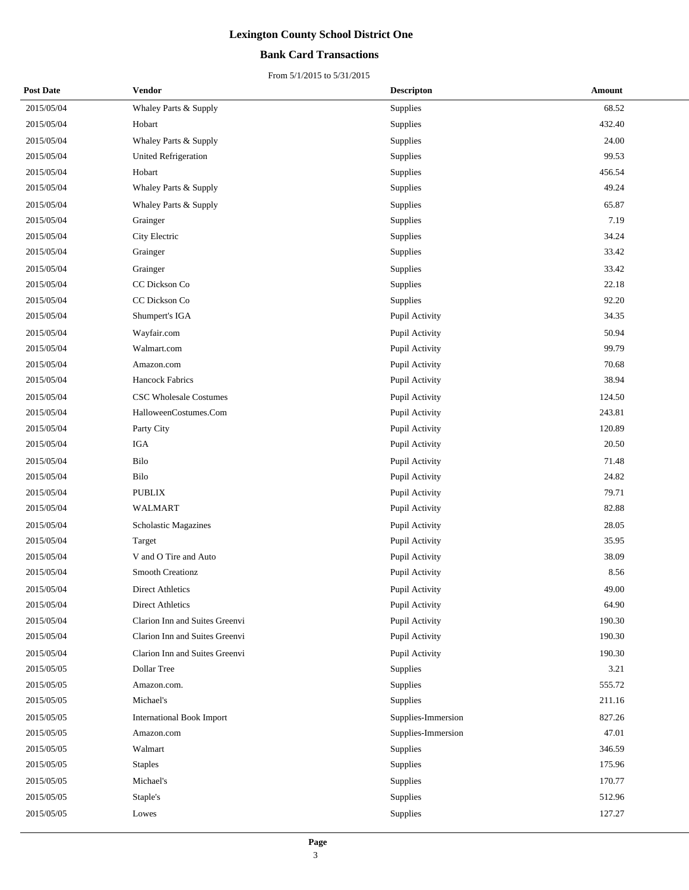# Lexington County School District One

## Bank Card Transactions

From 5/1/2015 to 5/31/2015

| Post Date | Vendor | Descripton | Amount |
|---|---|---|---|
| 2015/05/04 | Whaley Parts & Supply | Supplies | 68.52 |
| 2015/05/04 | Hobart | Supplies | 432.40 |
| 2015/05/04 | Whaley Parts & Supply | Supplies | 24.00 |
| 2015/05/04 | United Refrigeration | Supplies | 99.53 |
| 2015/05/04 | Hobart | Supplies | 456.54 |
| 2015/05/04 | Whaley Parts & Supply | Supplies | 49.24 |
| 2015/05/04 | Whaley Parts & Supply | Supplies | 65.87 |
| 2015/05/04 | Grainger | Supplies | 7.19 |
| 2015/05/04 | City Electric | Supplies | 34.24 |
| 2015/05/04 | Grainger | Supplies | 33.42 |
| 2015/05/04 | Grainger | Supplies | 33.42 |
| 2015/05/04 | CC Dickson Co | Supplies | 22.18 |
| 2015/05/04 | CC Dickson Co | Supplies | 92.20 |
| 2015/05/04 | Shumpert's IGA | Pupil Activity | 34.35 |
| 2015/05/04 | Wayfair.com | Pupil Activity | 50.94 |
| 2015/05/04 | Walmart.com | Pupil Activity | 99.79 |
| 2015/05/04 | Amazon.com | Pupil Activity | 70.68 |
| 2015/05/04 | Hancock Fabrics | Pupil Activity | 38.94 |
| 2015/05/04 | CSC Wholesale Costumes | Pupil Activity | 124.50 |
| 2015/05/04 | HalloweenCostumes.Com | Pupil Activity | 243.81 |
| 2015/05/04 | Party City | Pupil Activity | 120.89 |
| 2015/05/04 | IGA | Pupil Activity | 20.50 |
| 2015/05/04 | Bilo | Pupil Activity | 71.48 |
| 2015/05/04 | Bilo | Pupil Activity | 24.82 |
| 2015/05/04 | PUBLIX | Pupil Activity | 79.71 |
| 2015/05/04 | WALMART | Pupil Activity | 82.88 |
| 2015/05/04 | Scholastic Magazines | Pupil Activity | 28.05 |
| 2015/05/04 | Target | Pupil Activity | 35.95 |
| 2015/05/04 | V and O Tire and Auto | Pupil Activity | 38.09 |
| 2015/05/04 | Smooth Creationz | Pupil Activity | 8.56 |
| 2015/05/04 | Direct Athletics | Pupil Activity | 49.00 |
| 2015/05/04 | Direct Athletics | Pupil Activity | 64.90 |
| 2015/05/04 | Clarion Inn and Suites Greenvi | Pupil Activity | 190.30 |
| 2015/05/04 | Clarion Inn and Suites Greenvi | Pupil Activity | 190.30 |
| 2015/05/04 | Clarion Inn and Suites Greenvi | Pupil Activity | 190.30 |
| 2015/05/05 | Dollar Tree | Supplies | 3.21 |
| 2015/05/05 | Amazon.com. | Supplies | 555.72 |
| 2015/05/05 | Michael's | Supplies | 211.16 |
| 2015/05/05 | International Book Import | Supplies-Immersion | 827.26 |
| 2015/05/05 | Amazon.com | Supplies-Immersion | 47.01 |
| 2015/05/05 | Walmart | Supplies | 346.59 |
| 2015/05/05 | Staples | Supplies | 175.96 |
| 2015/05/05 | Michael's | Supplies | 170.77 |
| 2015/05/05 | Staple's | Supplies | 512.96 |
| 2015/05/05 | Lowes | Supplies | 127.27 |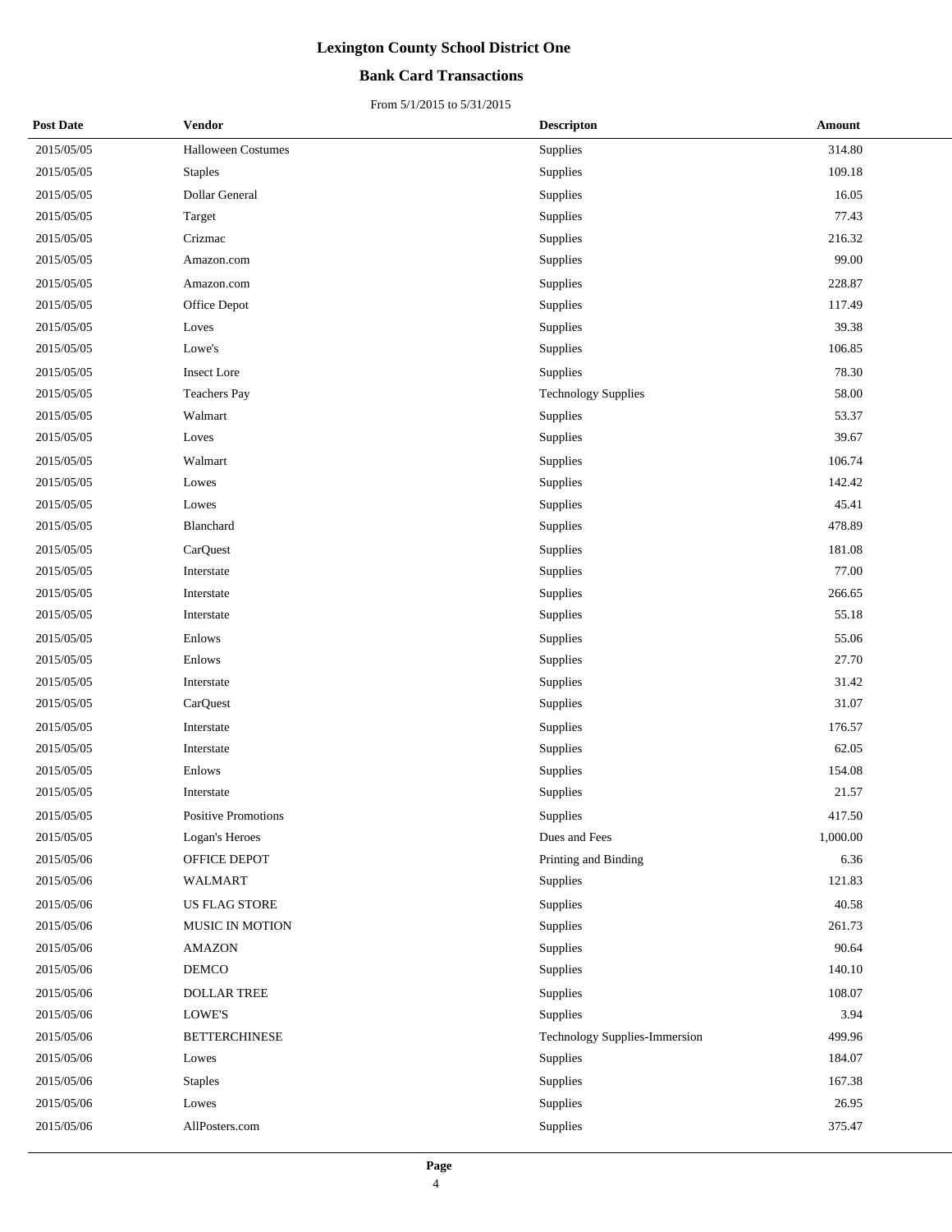# Lexington County School District One

## Bank Card Transactions

From 5/1/2015 to 5/31/2015

| Post Date | Vendor | Descripton | Amount |
|---|---|---|---|
| 2015/05/05 | Halloween Costumes | Supplies | 314.80 |
| 2015/05/05 | Staples | Supplies | 109.18 |
| 2015/05/05 | Dollar General | Supplies | 16.05 |
| 2015/05/05 | Target | Supplies | 77.43 |
| 2015/05/05 | Crizmac | Supplies | 216.32 |
| 2015/05/05 | Amazon.com | Supplies | 99.00 |
| 2015/05/05 | Amazon.com | Supplies | 228.87 |
| 2015/05/05 | Office Depot | Supplies | 117.49 |
| 2015/05/05 | Loves | Supplies | 39.38 |
| 2015/05/05 | Lowe's | Supplies | 106.85 |
| 2015/05/05 | Insect Lore | Supplies | 78.30 |
| 2015/05/05 | Teachers Pay | Technology Supplies | 58.00 |
| 2015/05/05 | Walmart | Supplies | 53.37 |
| 2015/05/05 | Loves | Supplies | 39.67 |
| 2015/05/05 | Walmart | Supplies | 106.74 |
| 2015/05/05 | Lowes | Supplies | 142.42 |
| 2015/05/05 | Lowes | Supplies | 45.41 |
| 2015/05/05 | Blanchard | Supplies | 478.89 |
| 2015/05/05 | CarQuest | Supplies | 181.08 |
| 2015/05/05 | Interstate | Supplies | 77.00 |
| 2015/05/05 | Interstate | Supplies | 266.65 |
| 2015/05/05 | Interstate | Supplies | 55.18 |
| 2015/05/05 | Enlows | Supplies | 55.06 |
| 2015/05/05 | Enlows | Supplies | 27.70 |
| 2015/05/05 | Interstate | Supplies | 31.42 |
| 2015/05/05 | CarQuest | Supplies | 31.07 |
| 2015/05/05 | Interstate | Supplies | 176.57 |
| 2015/05/05 | Interstate | Supplies | 62.05 |
| 2015/05/05 | Enlows | Supplies | 154.08 |
| 2015/05/05 | Interstate | Supplies | 21.57 |
| 2015/05/05 | Positive Promotions | Supplies | 417.50 |
| 2015/05/05 | Logan's Heroes | Dues and Fees | 1,000.00 |
| 2015/05/06 | OFFICE DEPOT | Printing and Binding | 6.36 |
| 2015/05/06 | WALMART | Supplies | 121.83 |
| 2015/05/06 | US FLAG STORE | Supplies | 40.58 |
| 2015/05/06 | MUSIC IN MOTION | Supplies | 261.73 |
| 2015/05/06 | AMAZON | Supplies | 90.64 |
| 2015/05/06 | DEMCO | Supplies | 140.10 |
| 2015/05/06 | DOLLAR TREE | Supplies | 108.07 |
| 2015/05/06 | LOWE'S | Supplies | 3.94 |
| 2015/05/06 | BETTERCHINESE | Technology Supplies-Immersion | 499.96 |
| 2015/05/06 | Lowes | Supplies | 184.07 |
| 2015/05/06 | Staples | Supplies | 167.38 |
| 2015/05/06 | Lowes | Supplies | 26.95 |
| 2015/05/06 | AllPosters.com | Supplies | 375.47 |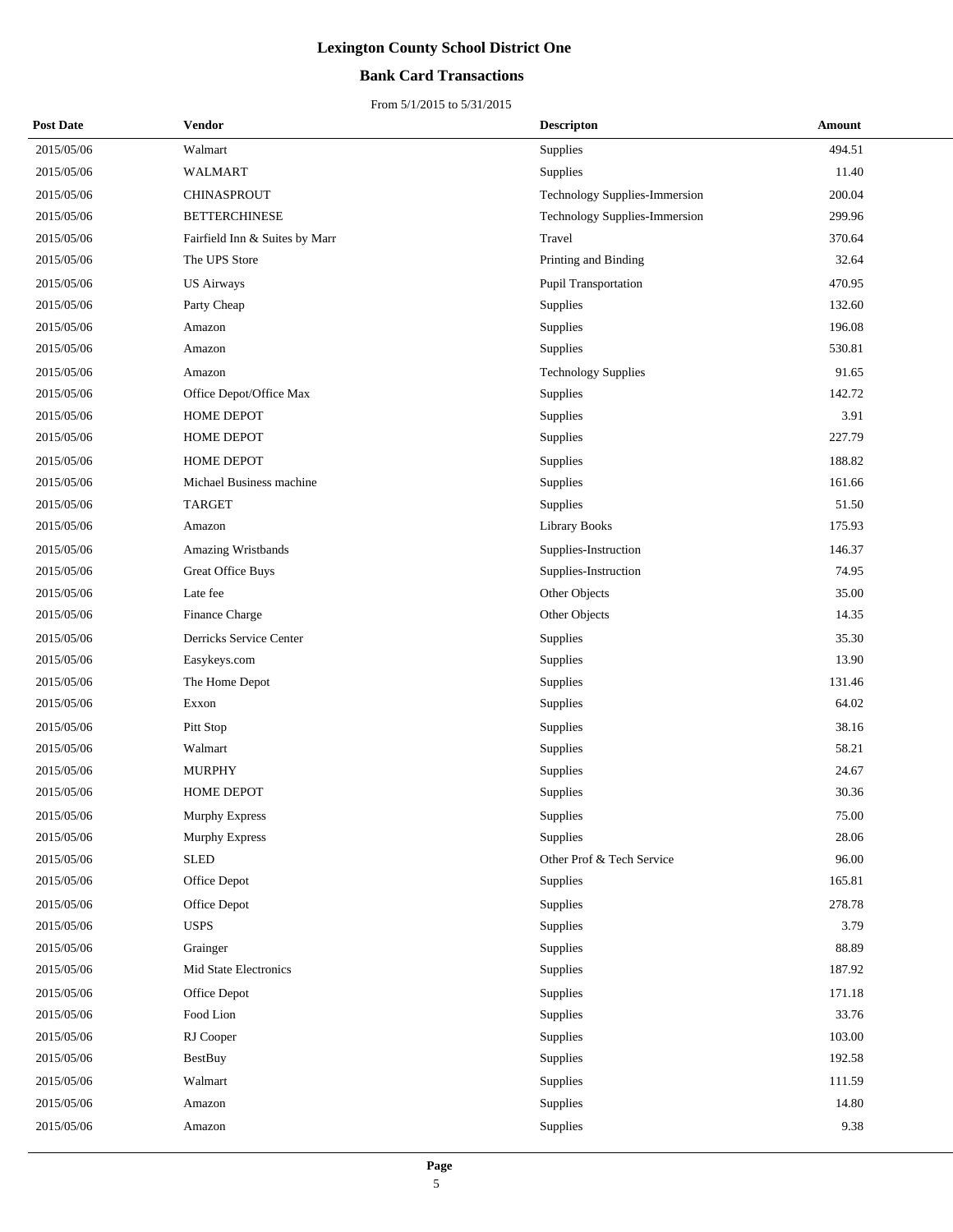# Lexington County School District One

## Bank Card Transactions

From 5/1/2015 to 5/31/2015

| Post Date | Vendor | Descripton | Amount |
|---|---|---|---|
| 2015/05/06 | Walmart | Supplies | 494.51 |
| 2015/05/06 | WALMART | Supplies | 11.40 |
| 2015/05/06 | CHINASPROUT | Technology Supplies-Immersion | 200.04 |
| 2015/05/06 | BETTERCHINESE | Technology Supplies-Immersion | 299.96 |
| 2015/05/06 | Fairfield Inn & Suites by Marr | Travel | 370.64 |
| 2015/05/06 | The UPS Store | Printing and Binding | 32.64 |
| 2015/05/06 | US Airways | Pupil Transportation | 470.95 |
| 2015/05/06 | Party Cheap | Supplies | 132.60 |
| 2015/05/06 | Amazon | Supplies | 196.08 |
| 2015/05/06 | Amazon | Supplies | 530.81 |
| 2015/05/06 | Amazon | Technology Supplies | 91.65 |
| 2015/05/06 | Office Depot/Office Max | Supplies | 142.72 |
| 2015/05/06 | HOME DEPOT | Supplies | 3.91 |
| 2015/05/06 | HOME DEPOT | Supplies | 227.79 |
| 2015/05/06 | HOME DEPOT | Supplies | 188.82 |
| 2015/05/06 | Michael Business machine | Supplies | 161.66 |
| 2015/05/06 | TARGET | Supplies | 51.50 |
| 2015/05/06 | Amazon | Library Books | 175.93 |
| 2015/05/06 | Amazing Wristbands | Supplies-Instruction | 146.37 |
| 2015/05/06 | Great Office Buys | Supplies-Instruction | 74.95 |
| 2015/05/06 | Late fee | Other Objects | 35.00 |
| 2015/05/06 | Finance Charge | Other Objects | 14.35 |
| 2015/05/06 | Derricks Service Center | Supplies | 35.30 |
| 2015/05/06 | Easykeys.com | Supplies | 13.90 |
| 2015/05/06 | The Home Depot | Supplies | 131.46 |
| 2015/05/06 | Exxon | Supplies | 64.02 |
| 2015/05/06 | Pitt Stop | Supplies | 38.16 |
| 2015/05/06 | Walmart | Supplies | 58.21 |
| 2015/05/06 | MURPHY | Supplies | 24.67 |
| 2015/05/06 | HOME DEPOT | Supplies | 30.36 |
| 2015/05/06 | Murphy Express | Supplies | 75.00 |
| 2015/05/06 | Murphy Express | Supplies | 28.06 |
| 2015/05/06 | SLED | Other Prof & Tech Service | 96.00 |
| 2015/05/06 | Office Depot | Supplies | 165.81 |
| 2015/05/06 | Office Depot | Supplies | 278.78 |
| 2015/05/06 | USPS | Supplies | 3.79 |
| 2015/05/06 | Grainger | Supplies | 88.89 |
| 2015/05/06 | Mid State Electronics | Supplies | 187.92 |
| 2015/05/06 | Office Depot | Supplies | 171.18 |
| 2015/05/06 | Food Lion | Supplies | 33.76 |
| 2015/05/06 | RJ Cooper | Supplies | 103.00 |
| 2015/05/06 | BestBuy | Supplies | 192.58 |
| 2015/05/06 | Walmart | Supplies | 111.59 |
| 2015/05/06 | Amazon | Supplies | 14.80 |
| 2015/05/06 | Amazon | Supplies | 9.38 |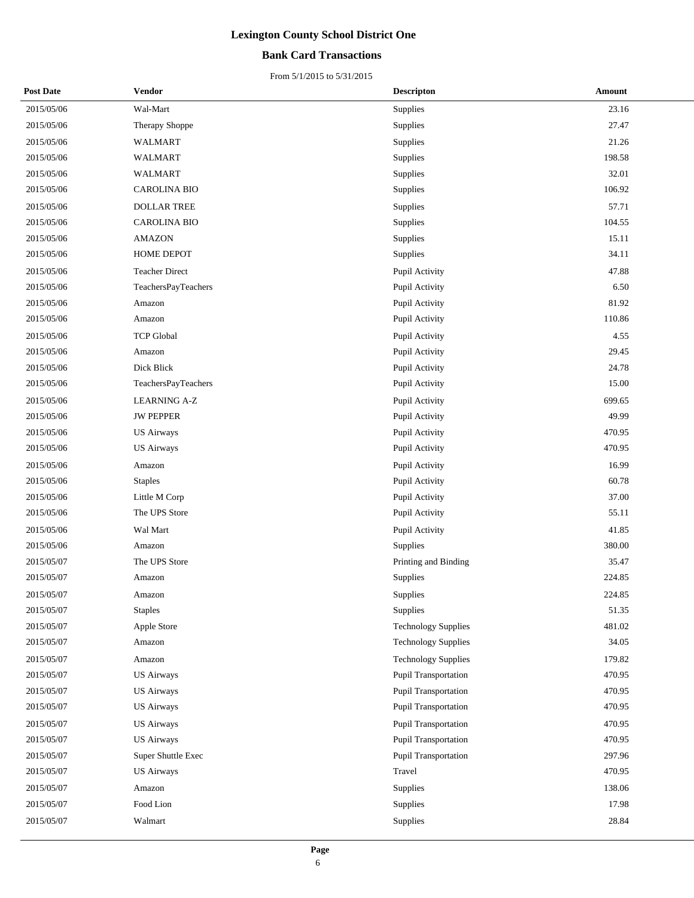# Lexington County School District One

## Bank Card Transactions

From 5/1/2015 to 5/31/2015

| Post Date | Vendor | Descripton | Amount |
|---|---|---|---|
| 2015/05/06 | Wal-Mart | Supplies | 23.16 |
| 2015/05/06 | Therapy Shoppe | Supplies | 27.47 |
| 2015/05/06 | WALMART | Supplies | 21.26 |
| 2015/05/06 | WALMART | Supplies | 198.58 |
| 2015/05/06 | WALMART | Supplies | 32.01 |
| 2015/05/06 | CAROLINA BIO | Supplies | 106.92 |
| 2015/05/06 | DOLLAR TREE | Supplies | 57.71 |
| 2015/05/06 | CAROLINA BIO | Supplies | 104.55 |
| 2015/05/06 | AMAZON | Supplies | 15.11 |
| 2015/05/06 | HOME DEPOT | Supplies | 34.11 |
| 2015/05/06 | Teacher Direct | Pupil Activity | 47.88 |
| 2015/05/06 | TeachersPayTeachers | Pupil Activity | 6.50 |
| 2015/05/06 | Amazon | Pupil Activity | 81.92 |
| 2015/05/06 | Amazon | Pupil Activity | 110.86 |
| 2015/05/06 | TCP Global | Pupil Activity | 4.55 |
| 2015/05/06 | Amazon | Pupil Activity | 29.45 |
| 2015/05/06 | Dick Blick | Pupil Activity | 24.78 |
| 2015/05/06 | TeachersPayTeachers | Pupil Activity | 15.00 |
| 2015/05/06 | LEARNING A-Z | Pupil Activity | 699.65 |
| 2015/05/06 | JW PEPPER | Pupil Activity | 49.99 |
| 2015/05/06 | US Airways | Pupil Activity | 470.95 |
| 2015/05/06 | US Airways | Pupil Activity | 470.95 |
| 2015/05/06 | Amazon | Pupil Activity | 16.99 |
| 2015/05/06 | Staples | Pupil Activity | 60.78 |
| 2015/05/06 | Little M Corp | Pupil Activity | 37.00 |
| 2015/05/06 | The UPS Store | Pupil Activity | 55.11 |
| 2015/05/06 | Wal Mart | Pupil Activity | 41.85 |
| 2015/05/06 | Amazon | Supplies | 380.00 |
| 2015/05/07 | The UPS Store | Printing and Binding | 35.47 |
| 2015/05/07 | Amazon | Supplies | 224.85 |
| 2015/05/07 | Amazon | Supplies | 224.85 |
| 2015/05/07 | Staples | Supplies | 51.35 |
| 2015/05/07 | Apple Store | Technology Supplies | 481.02 |
| 2015/05/07 | Amazon | Technology Supplies | 34.05 |
| 2015/05/07 | Amazon | Technology Supplies | 179.82 |
| 2015/05/07 | US Airways | Pupil Transportation | 470.95 |
| 2015/05/07 | US Airways | Pupil Transportation | 470.95 |
| 2015/05/07 | US Airways | Pupil Transportation | 470.95 |
| 2015/05/07 | US Airways | Pupil Transportation | 470.95 |
| 2015/05/07 | US Airways | Pupil Transportation | 470.95 |
| 2015/05/07 | Super Shuttle Exec | Pupil Transportation | 297.96 |
| 2015/05/07 | US Airways | Travel | 470.95 |
| 2015/05/07 | Amazon | Supplies | 138.06 |
| 2015/05/07 | Food Lion | Supplies | 17.98 |
| 2015/05/07 | Walmart | Supplies | 28.84 |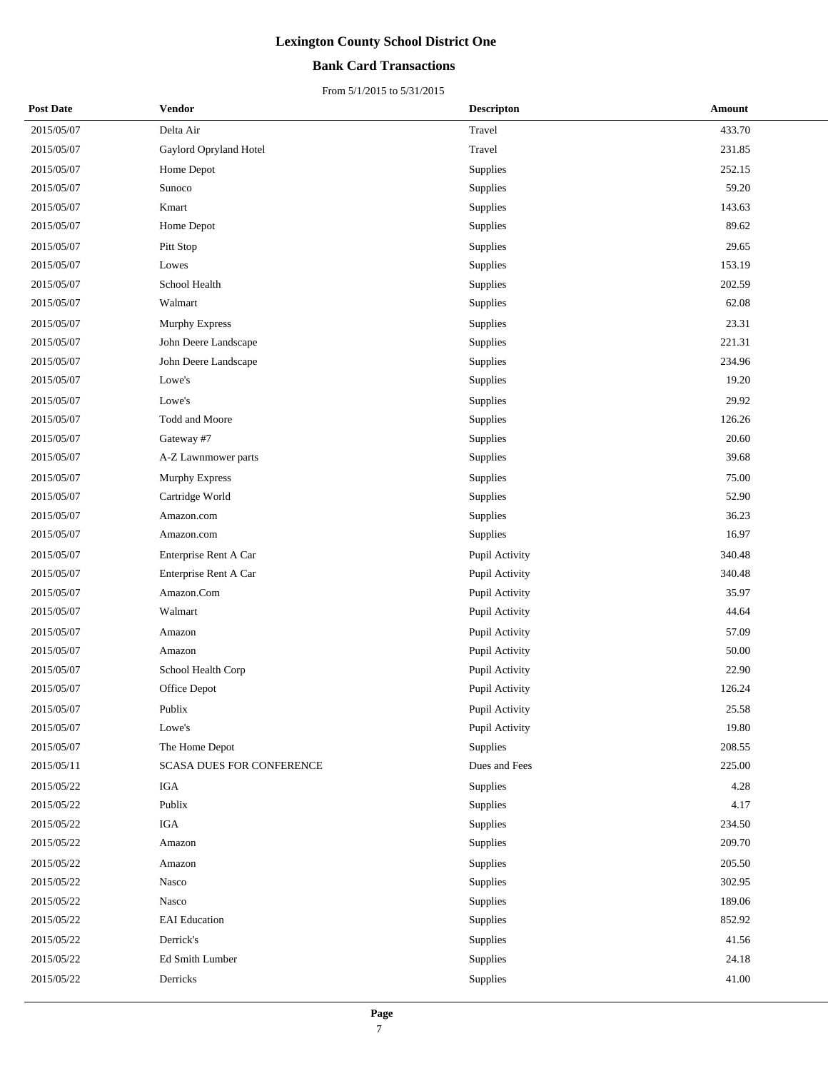# Lexington County School District One

## Bank Card Transactions

From 5/1/2015 to 5/31/2015

| Post Date | Vendor | Descripton | Amount |
|---|---|---|---|
| 2015/05/07 | Delta Air | Travel | 433.70 |
| 2015/05/07 | Gaylord Opryland Hotel | Travel | 231.85 |
| 2015/05/07 | Home Depot | Supplies | 252.15 |
| 2015/05/07 | Sunoco | Supplies | 59.20 |
| 2015/05/07 | Kmart | Supplies | 143.63 |
| 2015/05/07 | Home Depot | Supplies | 89.62 |
| 2015/05/07 | Pitt Stop | Supplies | 29.65 |
| 2015/05/07 | Lowes | Supplies | 153.19 |
| 2015/05/07 | School Health | Supplies | 202.59 |
| 2015/05/07 | Walmart | Supplies | 62.08 |
| 2015/05/07 | Murphy Express | Supplies | 23.31 |
| 2015/05/07 | John Deere Landscape | Supplies | 221.31 |
| 2015/05/07 | John Deere Landscape | Supplies | 234.96 |
| 2015/05/07 | Lowe's | Supplies | 19.20 |
| 2015/05/07 | Lowe's | Supplies | 29.92 |
| 2015/05/07 | Todd and Moore | Supplies | 126.26 |
| 2015/05/07 | Gateway #7 | Supplies | 20.60 |
| 2015/05/07 | A-Z Lawnmower parts | Supplies | 39.68 |
| 2015/05/07 | Murphy Express | Supplies | 75.00 |
| 2015/05/07 | Cartridge World | Supplies | 52.90 |
| 2015/05/07 | Amazon.com | Supplies | 36.23 |
| 2015/05/07 | Amazon.com | Supplies | 16.97 |
| 2015/05/07 | Enterprise Rent A Car | Pupil Activity | 340.48 |
| 2015/05/07 | Enterprise Rent A Car | Pupil Activity | 340.48 |
| 2015/05/07 | Amazon.Com | Pupil Activity | 35.97 |
| 2015/05/07 | Walmart | Pupil Activity | 44.64 |
| 2015/05/07 | Amazon | Pupil Activity | 57.09 |
| 2015/05/07 | Amazon | Pupil Activity | 50.00 |
| 2015/05/07 | School Health Corp | Pupil Activity | 22.90 |
| 2015/05/07 | Office Depot | Pupil Activity | 126.24 |
| 2015/05/07 | Publix | Pupil Activity | 25.58 |
| 2015/05/07 | Lowe's | Pupil Activity | 19.80 |
| 2015/05/07 | The Home Depot | Supplies | 208.55 |
| 2015/05/11 | SCASA DUES FOR CONFERENCE | Dues and Fees | 225.00 |
| 2015/05/22 | IGA | Supplies | 4.28 |
| 2015/05/22 | Publix | Supplies | 4.17 |
| 2015/05/22 | IGA | Supplies | 234.50 |
| 2015/05/22 | Amazon | Supplies | 209.70 |
| 2015/05/22 | Amazon | Supplies | 205.50 |
| 2015/05/22 | Nasco | Supplies | 302.95 |
| 2015/05/22 | Nasco | Supplies | 189.06 |
| 2015/05/22 | EAI Education | Supplies | 852.92 |
| 2015/05/22 | Derrick's | Supplies | 41.56 |
| 2015/05/22 | Ed Smith Lumber | Supplies | 24.18 |
| 2015/05/22 | Derricks | Supplies | 41.00 |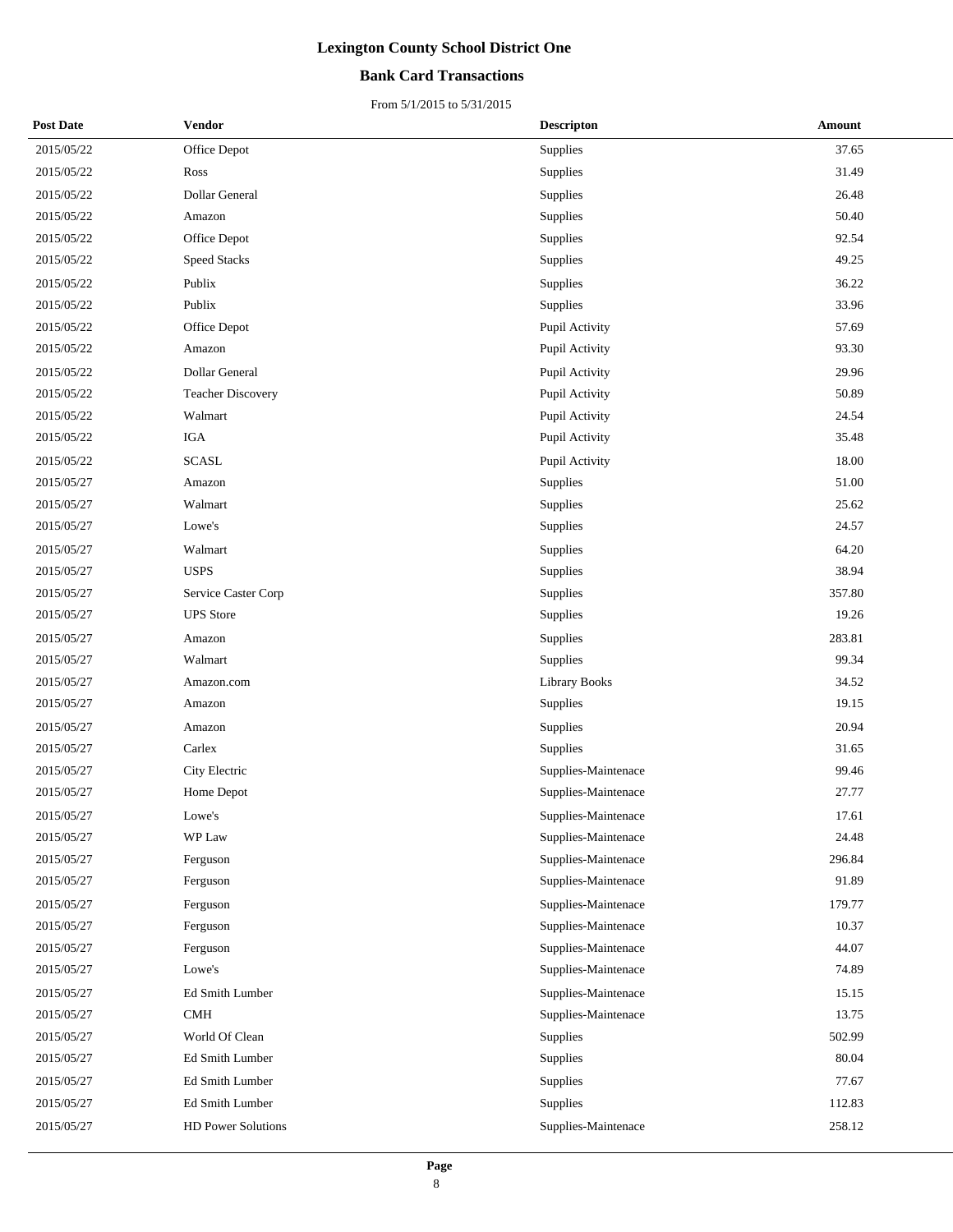# Lexington County School District One

## Bank Card Transactions

From 5/1/2015 to 5/31/2015

| Post Date | Vendor | Descripton | Amount |
|---|---|---|---|
| 2015/05/22 | Office Depot | Supplies | 37.65 |
| 2015/05/22 | Ross | Supplies | 31.49 |
| 2015/05/22 | Dollar General | Supplies | 26.48 |
| 2015/05/22 | Amazon | Supplies | 50.40 |
| 2015/05/22 | Office Depot | Supplies | 92.54 |
| 2015/05/22 | Speed Stacks | Supplies | 49.25 |
| 2015/05/22 | Publix | Supplies | 36.22 |
| 2015/05/22 | Publix | Supplies | 33.96 |
| 2015/05/22 | Office Depot | Pupil Activity | 57.69 |
| 2015/05/22 | Amazon | Pupil Activity | 93.30 |
| 2015/05/22 | Dollar General | Pupil Activity | 29.96 |
| 2015/05/22 | Teacher Discovery | Pupil Activity | 50.89 |
| 2015/05/22 | Walmart | Pupil Activity | 24.54 |
| 2015/05/22 | IGA | Pupil Activity | 35.48 |
| 2015/05/22 | SCASL | Pupil Activity | 18.00 |
| 2015/05/27 | Amazon | Supplies | 51.00 |
| 2015/05/27 | Walmart | Supplies | 25.62 |
| 2015/05/27 | Lowe's | Supplies | 24.57 |
| 2015/05/27 | Walmart | Supplies | 64.20 |
| 2015/05/27 | USPS | Supplies | 38.94 |
| 2015/05/27 | Service Caster Corp | Supplies | 357.80 |
| 2015/05/27 | UPS Store | Supplies | 19.26 |
| 2015/05/27 | Amazon | Supplies | 283.81 |
| 2015/05/27 | Walmart | Supplies | 99.34 |
| 2015/05/27 | Amazon.com | Library Books | 34.52 |
| 2015/05/27 | Amazon | Supplies | 19.15 |
| 2015/05/27 | Amazon | Supplies | 20.94 |
| 2015/05/27 | Carlex | Supplies | 31.65 |
| 2015/05/27 | City Electric | Supplies-Maintenace | 99.46 |
| 2015/05/27 | Home Depot | Supplies-Maintenace | 27.77 |
| 2015/05/27 | Lowe's | Supplies-Maintenace | 17.61 |
| 2015/05/27 | WP Law | Supplies-Maintenace | 24.48 |
| 2015/05/27 | Ferguson | Supplies-Maintenace | 296.84 |
| 2015/05/27 | Ferguson | Supplies-Maintenace | 91.89 |
| 2015/05/27 | Ferguson | Supplies-Maintenace | 179.77 |
| 2015/05/27 | Ferguson | Supplies-Maintenace | 10.37 |
| 2015/05/27 | Ferguson | Supplies-Maintenace | 44.07 |
| 2015/05/27 | Lowe's | Supplies-Maintenace | 74.89 |
| 2015/05/27 | Ed Smith Lumber | Supplies-Maintenace | 15.15 |
| 2015/05/27 | CMH | Supplies-Maintenace | 13.75 |
| 2015/05/27 | World Of Clean | Supplies | 502.99 |
| 2015/05/27 | Ed Smith Lumber | Supplies | 80.04 |
| 2015/05/27 | Ed Smith Lumber | Supplies | 77.67 |
| 2015/05/27 | Ed Smith Lumber | Supplies | 112.83 |
| 2015/05/27 | HD Power Solutions | Supplies-Maintenace | 258.12 |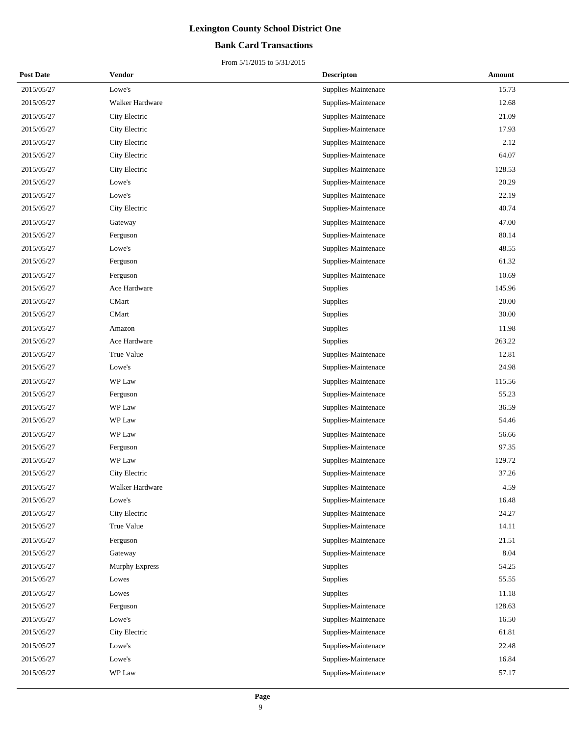# Lexington County School District One

## Bank Card Transactions

From 5/1/2015 to 5/31/2015

| Post Date | Vendor | Descripton | Amount |
|---|---|---|---|
| 2015/05/27 | Lowe's | Supplies-Maintenace | 15.73 |
| 2015/05/27 | Walker Hardware | Supplies-Maintenace | 12.68 |
| 2015/05/27 | City Electric | Supplies-Maintenace | 21.09 |
| 2015/05/27 | City Electric | Supplies-Maintenace | 17.93 |
| 2015/05/27 | City Electric | Supplies-Maintenace | 2.12 |
| 2015/05/27 | City Electric | Supplies-Maintenace | 64.07 |
| 2015/05/27 | City Electric | Supplies-Maintenace | 128.53 |
| 2015/05/27 | Lowe's | Supplies-Maintenace | 20.29 |
| 2015/05/27 | Lowe's | Supplies-Maintenace | 22.19 |
| 2015/05/27 | City Electric | Supplies-Maintenace | 40.74 |
| 2015/05/27 | Gateway | Supplies-Maintenace | 47.00 |
| 2015/05/27 | Ferguson | Supplies-Maintenace | 80.14 |
| 2015/05/27 | Lowe's | Supplies-Maintenace | 48.55 |
| 2015/05/27 | Ferguson | Supplies-Maintenace | 61.32 |
| 2015/05/27 | Ferguson | Supplies-Maintenace | 10.69 |
| 2015/05/27 | Ace Hardware | Supplies | 145.96 |
| 2015/05/27 | CMart | Supplies | 20.00 |
| 2015/05/27 | CMart | Supplies | 30.00 |
| 2015/05/27 | Amazon | Supplies | 11.98 |
| 2015/05/27 | Ace Hardware | Supplies | 263.22 |
| 2015/05/27 | True Value | Supplies-Maintenace | 12.81 |
| 2015/05/27 | Lowe's | Supplies-Maintenace | 24.98 |
| 2015/05/27 | WP Law | Supplies-Maintenace | 115.56 |
| 2015/05/27 | Ferguson | Supplies-Maintenace | 55.23 |
| 2015/05/27 | WP Law | Supplies-Maintenace | 36.59 |
| 2015/05/27 | WP Law | Supplies-Maintenace | 54.46 |
| 2015/05/27 | WP Law | Supplies-Maintenace | 56.66 |
| 2015/05/27 | Ferguson | Supplies-Maintenace | 97.35 |
| 2015/05/27 | WP Law | Supplies-Maintenace | 129.72 |
| 2015/05/27 | City Electric | Supplies-Maintenace | 37.26 |
| 2015/05/27 | Walker Hardware | Supplies-Maintenace | 4.59 |
| 2015/05/27 | Lowe's | Supplies-Maintenace | 16.48 |
| 2015/05/27 | City Electric | Supplies-Maintenace | 24.27 |
| 2015/05/27 | True Value | Supplies-Maintenace | 14.11 |
| 2015/05/27 | Ferguson | Supplies-Maintenace | 21.51 |
| 2015/05/27 | Gateway | Supplies-Maintenace | 8.04 |
| 2015/05/27 | Murphy Express | Supplies | 54.25 |
| 2015/05/27 | Lowes | Supplies | 55.55 |
| 2015/05/27 | Lowes | Supplies | 11.18 |
| 2015/05/27 | Ferguson | Supplies-Maintenace | 128.63 |
| 2015/05/27 | Lowe's | Supplies-Maintenace | 16.50 |
| 2015/05/27 | City Electric | Supplies-Maintenace | 61.81 |
| 2015/05/27 | Lowe's | Supplies-Maintenace | 22.48 |
| 2015/05/27 | Lowe's | Supplies-Maintenace | 16.84 |
| 2015/05/27 | WP Law | Supplies-Maintenace | 57.17 |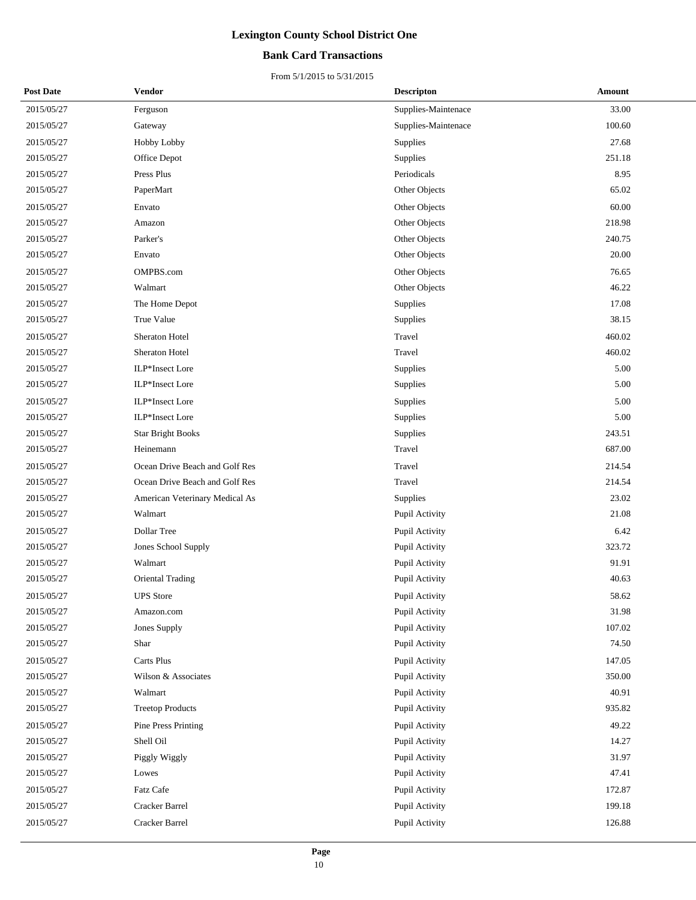# Lexington County School District One

## Bank Card Transactions

From 5/1/2015 to 5/31/2015

| Post Date | Vendor | Descripton | Amount |
|---|---|---|---|
| 2015/05/27 | Ferguson | Supplies-Maintenace | 33.00 |
| 2015/05/27 | Gateway | Supplies-Maintenace | 100.60 |
| 2015/05/27 | Hobby Lobby | Supplies | 27.68 |
| 2015/05/27 | Office Depot | Supplies | 251.18 |
| 2015/05/27 | Press Plus | Periodicals | 8.95 |
| 2015/05/27 | PaperMart | Other Objects | 65.02 |
| 2015/05/27 | Envato | Other Objects | 60.00 |
| 2015/05/27 | Amazon | Other Objects | 218.98 |
| 2015/05/27 | Parker's | Other Objects | 240.75 |
| 2015/05/27 | Envato | Other Objects | 20.00 |
| 2015/05/27 | OMPBS.com | Other Objects | 76.65 |
| 2015/05/27 | Walmart | Other Objects | 46.22 |
| 2015/05/27 | The Home Depot | Supplies | 17.08 |
| 2015/05/27 | True Value | Supplies | 38.15 |
| 2015/05/27 | Sheraton Hotel | Travel | 460.02 |
| 2015/05/27 | Sheraton Hotel | Travel | 460.02 |
| 2015/05/27 | ILP*Insect Lore | Supplies | 5.00 |
| 2015/05/27 | ILP*Insect Lore | Supplies | 5.00 |
| 2015/05/27 | ILP*Insect Lore | Supplies | 5.00 |
| 2015/05/27 | ILP*Insect Lore | Supplies | 5.00 |
| 2015/05/27 | Star Bright Books | Supplies | 243.51 |
| 2015/05/27 | Heinemann | Travel | 687.00 |
| 2015/05/27 | Ocean Drive Beach and Golf Res | Travel | 214.54 |
| 2015/05/27 | Ocean Drive Beach and Golf Res | Travel | 214.54 |
| 2015/05/27 | American Veterinary Medical As | Supplies | 23.02 |
| 2015/05/27 | Walmart | Pupil Activity | 21.08 |
| 2015/05/27 | Dollar Tree | Pupil Activity | 6.42 |
| 2015/05/27 | Jones School Supply | Pupil Activity | 323.72 |
| 2015/05/27 | Walmart | Pupil Activity | 91.91 |
| 2015/05/27 | Oriental Trading | Pupil Activity | 40.63 |
| 2015/05/27 | UPS Store | Pupil Activity | 58.62 |
| 2015/05/27 | Amazon.com | Pupil Activity | 31.98 |
| 2015/05/27 | Jones Supply | Pupil Activity | 107.02 |
| 2015/05/27 | Shar | Pupil Activity | 74.50 |
| 2015/05/27 | Carts Plus | Pupil Activity | 147.05 |
| 2015/05/27 | Wilson & Associates | Pupil Activity | 350.00 |
| 2015/05/27 | Walmart | Pupil Activity | 40.91 |
| 2015/05/27 | Treetop Products | Pupil Activity | 935.82 |
| 2015/05/27 | Pine Press Printing | Pupil Activity | 49.22 |
| 2015/05/27 | Shell Oil | Pupil Activity | 14.27 |
| 2015/05/27 | Piggly Wiggly | Pupil Activity | 31.97 |
| 2015/05/27 | Lowes | Pupil Activity | 47.41 |
| 2015/05/27 | Fatz Cafe | Pupil Activity | 172.87 |
| 2015/05/27 | Cracker Barrel | Pupil Activity | 199.18 |
| 2015/05/27 | Cracker Barrel | Pupil Activity | 126.88 |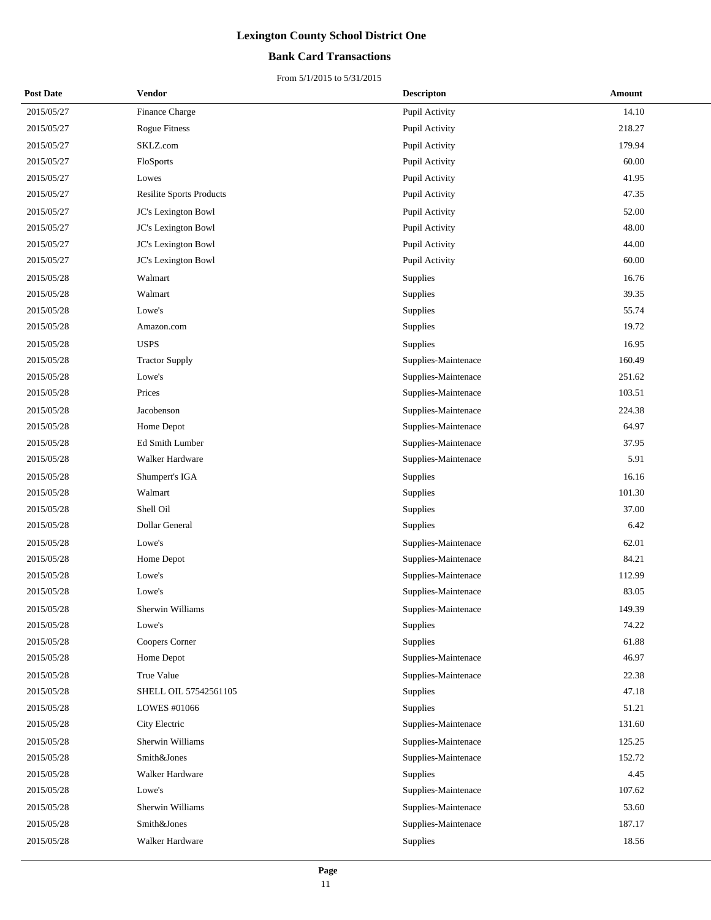# Lexington County School District One

## Bank Card Transactions

From 5/1/2015 to 5/31/2015

| Post Date | Vendor | Descripton | Amount |
|---|---|---|---|
| 2015/05/27 | Finance Charge | Pupil Activity | 14.10 |
| 2015/05/27 | Rogue Fitness | Pupil Activity | 218.27 |
| 2015/05/27 | SKLZ.com | Pupil Activity | 179.94 |
| 2015/05/27 | FloSports | Pupil Activity | 60.00 |
| 2015/05/27 | Lowes | Pupil Activity | 41.95 |
| 2015/05/27 | Resilite Sports Products | Pupil Activity | 47.35 |
| 2015/05/27 | JC's Lexington Bowl | Pupil Activity | 52.00 |
| 2015/05/27 | JC's Lexington Bowl | Pupil Activity | 48.00 |
| 2015/05/27 | JC's Lexington Bowl | Pupil Activity | 44.00 |
| 2015/05/27 | JC's Lexington Bowl | Pupil Activity | 60.00 |
| 2015/05/28 | Walmart | Supplies | 16.76 |
| 2015/05/28 | Walmart | Supplies | 39.35 |
| 2015/05/28 | Lowe's | Supplies | 55.74 |
| 2015/05/28 | Amazon.com | Supplies | 19.72 |
| 2015/05/28 | USPS | Supplies | 16.95 |
| 2015/05/28 | Tractor Supply | Supplies-Maintenace | 160.49 |
| 2015/05/28 | Lowe's | Supplies-Maintenace | 251.62 |
| 2015/05/28 | Prices | Supplies-Maintenace | 103.51 |
| 2015/05/28 | Jacobenson | Supplies-Maintenace | 224.38 |
| 2015/05/28 | Home Depot | Supplies-Maintenace | 64.97 |
| 2015/05/28 | Ed Smith Lumber | Supplies-Maintenace | 37.95 |
| 2015/05/28 | Walker Hardware | Supplies-Maintenace | 5.91 |
| 2015/05/28 | Shumpert's IGA | Supplies | 16.16 |
| 2015/05/28 | Walmart | Supplies | 101.30 |
| 2015/05/28 | Shell Oil | Supplies | 37.00 |
| 2015/05/28 | Dollar General | Supplies | 6.42 |
| 2015/05/28 | Lowe's | Supplies-Maintenace | 62.01 |
| 2015/05/28 | Home Depot | Supplies-Maintenace | 84.21 |
| 2015/05/28 | Lowe's | Supplies-Maintenace | 112.99 |
| 2015/05/28 | Lowe's | Supplies-Maintenace | 83.05 |
| 2015/05/28 | Sherwin Williams | Supplies-Maintenace | 149.39 |
| 2015/05/28 | Lowe's | Supplies | 74.22 |
| 2015/05/28 | Coopers Corner | Supplies | 61.88 |
| 2015/05/28 | Home Depot | Supplies-Maintenace | 46.97 |
| 2015/05/28 | True Value | Supplies-Maintenace | 22.38 |
| 2015/05/28 | SHELL OIL 57542561105 | Supplies | 47.18 |
| 2015/05/28 | LOWES #01066 | Supplies | 51.21 |
| 2015/05/28 | City Electric | Supplies-Maintenace | 131.60 |
| 2015/05/28 | Sherwin Williams | Supplies-Maintenace | 125.25 |
| 2015/05/28 | Smith&Jones | Supplies-Maintenace | 152.72 |
| 2015/05/28 | Walker Hardware | Supplies | 4.45 |
| 2015/05/28 | Lowe's | Supplies-Maintenace | 107.62 |
| 2015/05/28 | Sherwin Williams | Supplies-Maintenace | 53.60 |
| 2015/05/28 | Smith&Jones | Supplies-Maintenace | 187.17 |
| 2015/05/28 | Walker Hardware | Supplies | 18.56 |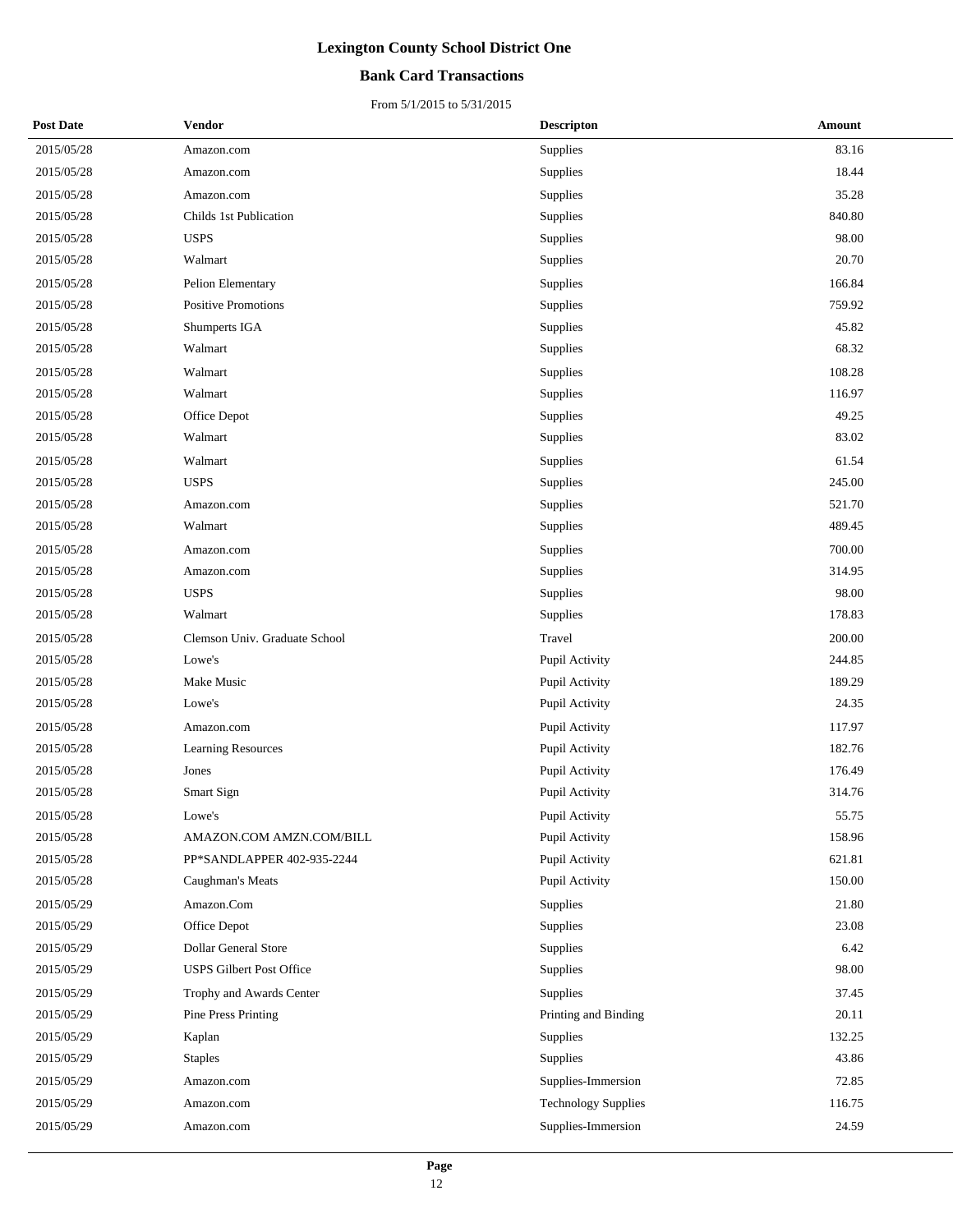# Lexington County School District One

## Bank Card Transactions

From 5/1/2015 to 5/31/2015

| Post Date | Vendor | Descripton | Amount |
|---|---|---|---|
| 2015/05/28 | Amazon.com | Supplies | 83.16 |
| 2015/05/28 | Amazon.com | Supplies | 18.44 |
| 2015/05/28 | Amazon.com | Supplies | 35.28 |
| 2015/05/28 | Childs 1st Publication | Supplies | 840.80 |
| 2015/05/28 | USPS | Supplies | 98.00 |
| 2015/05/28 | Walmart | Supplies | 20.70 |
| 2015/05/28 | Pelion Elementary | Supplies | 166.84 |
| 2015/05/28 | Positive Promotions | Supplies | 759.92 |
| 2015/05/28 | Shumperts IGA | Supplies | 45.82 |
| 2015/05/28 | Walmart | Supplies | 68.32 |
| 2015/05/28 | Walmart | Supplies | 108.28 |
| 2015/05/28 | Walmart | Supplies | 116.97 |
| 2015/05/28 | Office Depot | Supplies | 49.25 |
| 2015/05/28 | Walmart | Supplies | 83.02 |
| 2015/05/28 | Walmart | Supplies | 61.54 |
| 2015/05/28 | USPS | Supplies | 245.00 |
| 2015/05/28 | Amazon.com | Supplies | 521.70 |
| 2015/05/28 | Walmart | Supplies | 489.45 |
| 2015/05/28 | Amazon.com | Supplies | 700.00 |
| 2015/05/28 | Amazon.com | Supplies | 314.95 |
| 2015/05/28 | USPS | Supplies | 98.00 |
| 2015/05/28 | Walmart | Supplies | 178.83 |
| 2015/05/28 | Clemson Univ. Graduate School | Travel | 200.00 |
| 2015/05/28 | Lowe's | Pupil Activity | 244.85 |
| 2015/05/28 | Make Music | Pupil Activity | 189.29 |
| 2015/05/28 | Lowe's | Pupil Activity | 24.35 |
| 2015/05/28 | Amazon.com | Pupil Activity | 117.97 |
| 2015/05/28 | Learning Resources | Pupil Activity | 182.76 |
| 2015/05/28 | Jones | Pupil Activity | 176.49 |
| 2015/05/28 | Smart Sign | Pupil Activity | 314.76 |
| 2015/05/28 | Lowe's | Pupil Activity | 55.75 |
| 2015/05/28 | AMAZON.COM AMZN.COM/BILL | Pupil Activity | 158.96 |
| 2015/05/28 | PP*SANDLAPPER 402-935-2244 | Pupil Activity | 621.81 |
| 2015/05/28 | Caughman's Meats | Pupil Activity | 150.00 |
| 2015/05/29 | Amazon.Com | Supplies | 21.80 |
| 2015/05/29 | Office Depot | Supplies | 23.08 |
| 2015/05/29 | Dollar General Store | Supplies | 6.42 |
| 2015/05/29 | USPS Gilbert Post Office | Supplies | 98.00 |
| 2015/05/29 | Trophy and Awards Center | Supplies | 37.45 |
| 2015/05/29 | Pine Press Printing | Printing and Binding | 20.11 |
| 2015/05/29 | Kaplan | Supplies | 132.25 |
| 2015/05/29 | Staples | Supplies | 43.86 |
| 2015/05/29 | Amazon.com | Supplies-Immersion | 72.85 |
| 2015/05/29 | Amazon.com | Technology Supplies | 116.75 |
| 2015/05/29 | Amazon.com | Supplies-Immersion | 24.59 |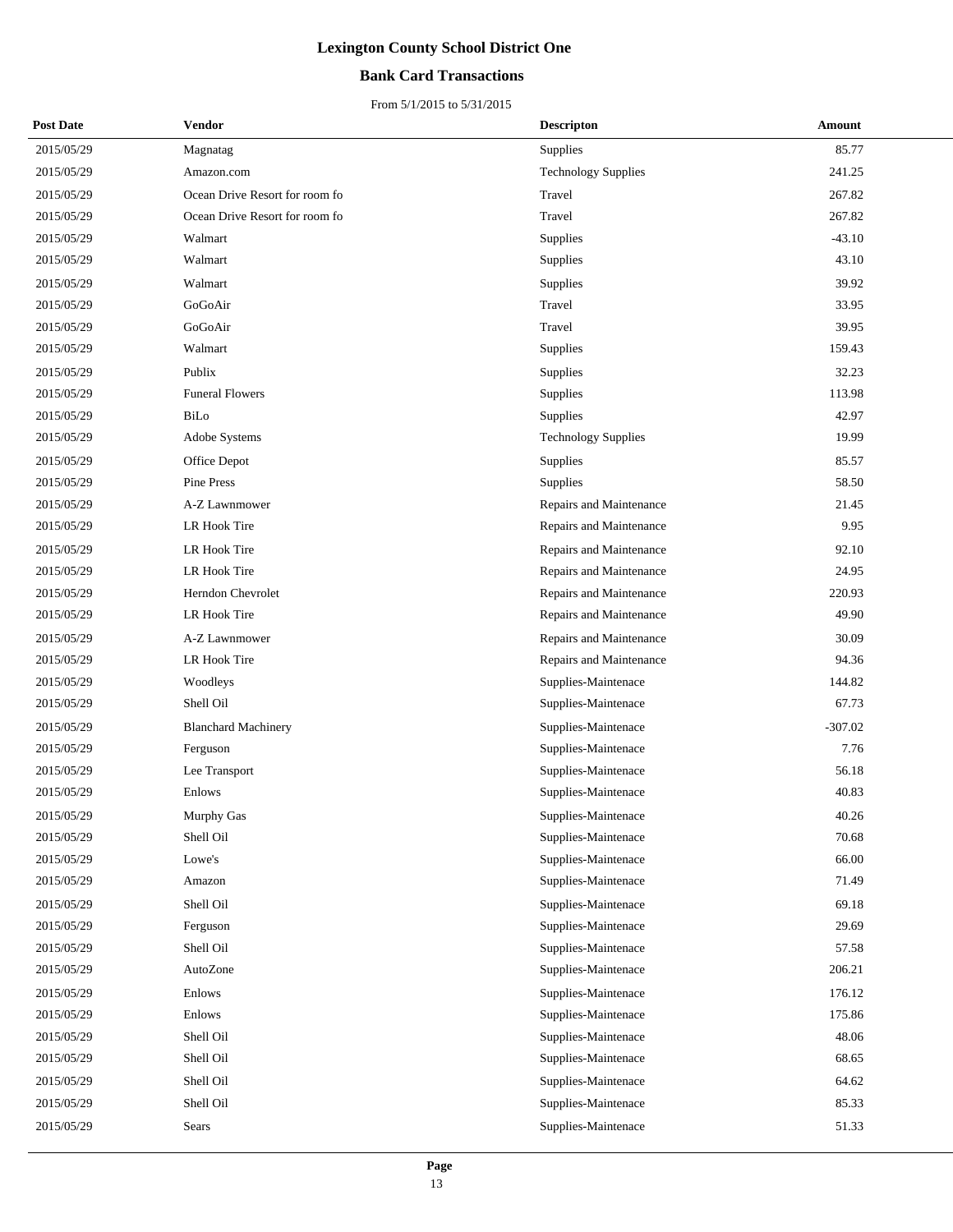# Lexington County School District One

## Bank Card Transactions

From 5/1/2015 to 5/31/2015

| Post Date | Vendor | Descripton | Amount |
|---|---|---|---|
| 2015/05/29 | Magnatag | Supplies | 85.77 |
| 2015/05/29 | Amazon.com | Technology Supplies | 241.25 |
| 2015/05/29 | Ocean Drive Resort for room fo | Travel | 267.82 |
| 2015/05/29 | Ocean Drive Resort for room fo | Travel | 267.82 |
| 2015/05/29 | Walmart | Supplies | -43.10 |
| 2015/05/29 | Walmart | Supplies | 43.10 |
| 2015/05/29 | Walmart | Supplies | 39.92 |
| 2015/05/29 | GoGoAir | Travel | 33.95 |
| 2015/05/29 | GoGoAir | Travel | 39.95 |
| 2015/05/29 | Walmart | Supplies | 159.43 |
| 2015/05/29 | Publix | Supplies | 32.23 |
| 2015/05/29 | Funeral Flowers | Supplies | 113.98 |
| 2015/05/29 | BiLo | Supplies | 42.97 |
| 2015/05/29 | Adobe Systems | Technology Supplies | 19.99 |
| 2015/05/29 | Office Depot | Supplies | 85.57 |
| 2015/05/29 | Pine Press | Supplies | 58.50 |
| 2015/05/29 | A-Z Lawnmower | Repairs and Maintenance | 21.45 |
| 2015/05/29 | LR Hook Tire | Repairs and Maintenance | 9.95 |
| 2015/05/29 | LR Hook Tire | Repairs and Maintenance | 92.10 |
| 2015/05/29 | LR Hook Tire | Repairs and Maintenance | 24.95 |
| 2015/05/29 | Herndon Chevrolet | Repairs and Maintenance | 220.93 |
| 2015/05/29 | LR Hook Tire | Repairs and Maintenance | 49.90 |
| 2015/05/29 | A-Z Lawnmower | Repairs and Maintenance | 30.09 |
| 2015/05/29 | LR Hook Tire | Repairs and Maintenance | 94.36 |
| 2015/05/29 | Woodleys | Supplies-Maintenace | 144.82 |
| 2015/05/29 | Shell Oil | Supplies-Maintenace | 67.73 |
| 2015/05/29 | Blanchard Machinery | Supplies-Maintenace | -307.02 |
| 2015/05/29 | Ferguson | Supplies-Maintenace | 7.76 |
| 2015/05/29 | Lee Transport | Supplies-Maintenace | 56.18 |
| 2015/05/29 | Enlows | Supplies-Maintenace | 40.83 |
| 2015/05/29 | Murphy Gas | Supplies-Maintenace | 40.26 |
| 2015/05/29 | Shell Oil | Supplies-Maintenace | 70.68 |
| 2015/05/29 | Lowe's | Supplies-Maintenace | 66.00 |
| 2015/05/29 | Amazon | Supplies-Maintenace | 71.49 |
| 2015/05/29 | Shell Oil | Supplies-Maintenace | 69.18 |
| 2015/05/29 | Ferguson | Supplies-Maintenace | 29.69 |
| 2015/05/29 | Shell Oil | Supplies-Maintenace | 57.58 |
| 2015/05/29 | AutoZone | Supplies-Maintenace | 206.21 |
| 2015/05/29 | Enlows | Supplies-Maintenace | 176.12 |
| 2015/05/29 | Enlows | Supplies-Maintenace | 175.86 |
| 2015/05/29 | Shell Oil | Supplies-Maintenace | 48.06 |
| 2015/05/29 | Shell Oil | Supplies-Maintenace | 68.65 |
| 2015/05/29 | Shell Oil | Supplies-Maintenace | 64.62 |
| 2015/05/29 | Shell Oil | Supplies-Maintenace | 85.33 |
| 2015/05/29 | Sears | Supplies-Maintenace | 51.33 |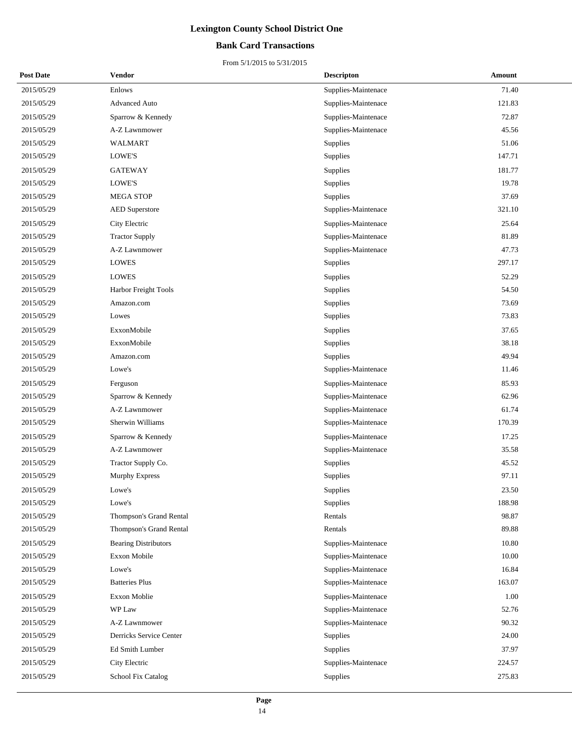# Lexington County School District One

## Bank Card Transactions

From 5/1/2015 to 5/31/2015

| Post Date | Vendor | Descripton | Amount |
|---|---|---|---|
| 2015/05/29 | Enlows | Supplies-Maintenace | 71.40 |
| 2015/05/29 | Advanced Auto | Supplies-Maintenace | 121.83 |
| 2015/05/29 | Sparrow & Kennedy | Supplies-Maintenace | 72.87 |
| 2015/05/29 | A-Z Lawnmower | Supplies-Maintenace | 45.56 |
| 2015/05/29 | WALMART | Supplies | 51.06 |
| 2015/05/29 | LOWE'S | Supplies | 147.71 |
| 2015/05/29 | GATEWAY | Supplies | 181.77 |
| 2015/05/29 | LOWE'S | Supplies | 19.78 |
| 2015/05/29 | MEGA STOP | Supplies | 37.69 |
| 2015/05/29 | AED Superstore | Supplies-Maintenace | 321.10 |
| 2015/05/29 | City Electric | Supplies-Maintenace | 25.64 |
| 2015/05/29 | Tractor Supply | Supplies-Maintenace | 81.89 |
| 2015/05/29 | A-Z Lawnmower | Supplies-Maintenace | 47.73 |
| 2015/05/29 | LOWES | Supplies | 297.17 |
| 2015/05/29 | LOWES | Supplies | 52.29 |
| 2015/05/29 | Harbor Freight Tools | Supplies | 54.50 |
| 2015/05/29 | Amazon.com | Supplies | 73.69 |
| 2015/05/29 | Lowes | Supplies | 73.83 |
| 2015/05/29 | ExxonMobile | Supplies | 37.65 |
| 2015/05/29 | ExxonMobile | Supplies | 38.18 |
| 2015/05/29 | Amazon.com | Supplies | 49.94 |
| 2015/05/29 | Lowe's | Supplies-Maintenace | 11.46 |
| 2015/05/29 | Ferguson | Supplies-Maintenace | 85.93 |
| 2015/05/29 | Sparrow & Kennedy | Supplies-Maintenace | 62.96 |
| 2015/05/29 | A-Z Lawnmower | Supplies-Maintenace | 61.74 |
| 2015/05/29 | Sherwin Williams | Supplies-Maintenace | 170.39 |
| 2015/05/29 | Sparrow & Kennedy | Supplies-Maintenace | 17.25 |
| 2015/05/29 | A-Z Lawnmower | Supplies-Maintenace | 35.58 |
| 2015/05/29 | Tractor Supply Co. | Supplies | 45.52 |
| 2015/05/29 | Murphy Express | Supplies | 97.11 |
| 2015/05/29 | Lowe's | Supplies | 23.50 |
| 2015/05/29 | Lowe's | Supplies | 188.98 |
| 2015/05/29 | Thompson's Grand Rental | Rentals | 98.87 |
| 2015/05/29 | Thompson's Grand Rental | Rentals | 89.88 |
| 2015/05/29 | Bearing Distributors | Supplies-Maintenace | 10.80 |
| 2015/05/29 | Exxon Mobile | Supplies-Maintenace | 10.00 |
| 2015/05/29 | Lowe's | Supplies-Maintenace | 16.84 |
| 2015/05/29 | Batteries Plus | Supplies-Maintenace | 163.07 |
| 2015/05/29 | Exxon Moblie | Supplies-Maintenace | 1.00 |
| 2015/05/29 | WP Law | Supplies-Maintenace | 52.76 |
| 2015/05/29 | A-Z Lawnmower | Supplies-Maintenace | 90.32 |
| 2015/05/29 | Derricks Service Center | Supplies | 24.00 |
| 2015/05/29 | Ed Smith Lumber | Supplies | 37.97 |
| 2015/05/29 | City Electric | Supplies-Maintenace | 224.57 |
| 2015/05/29 | School Fix Catalog | Supplies | 275.83 |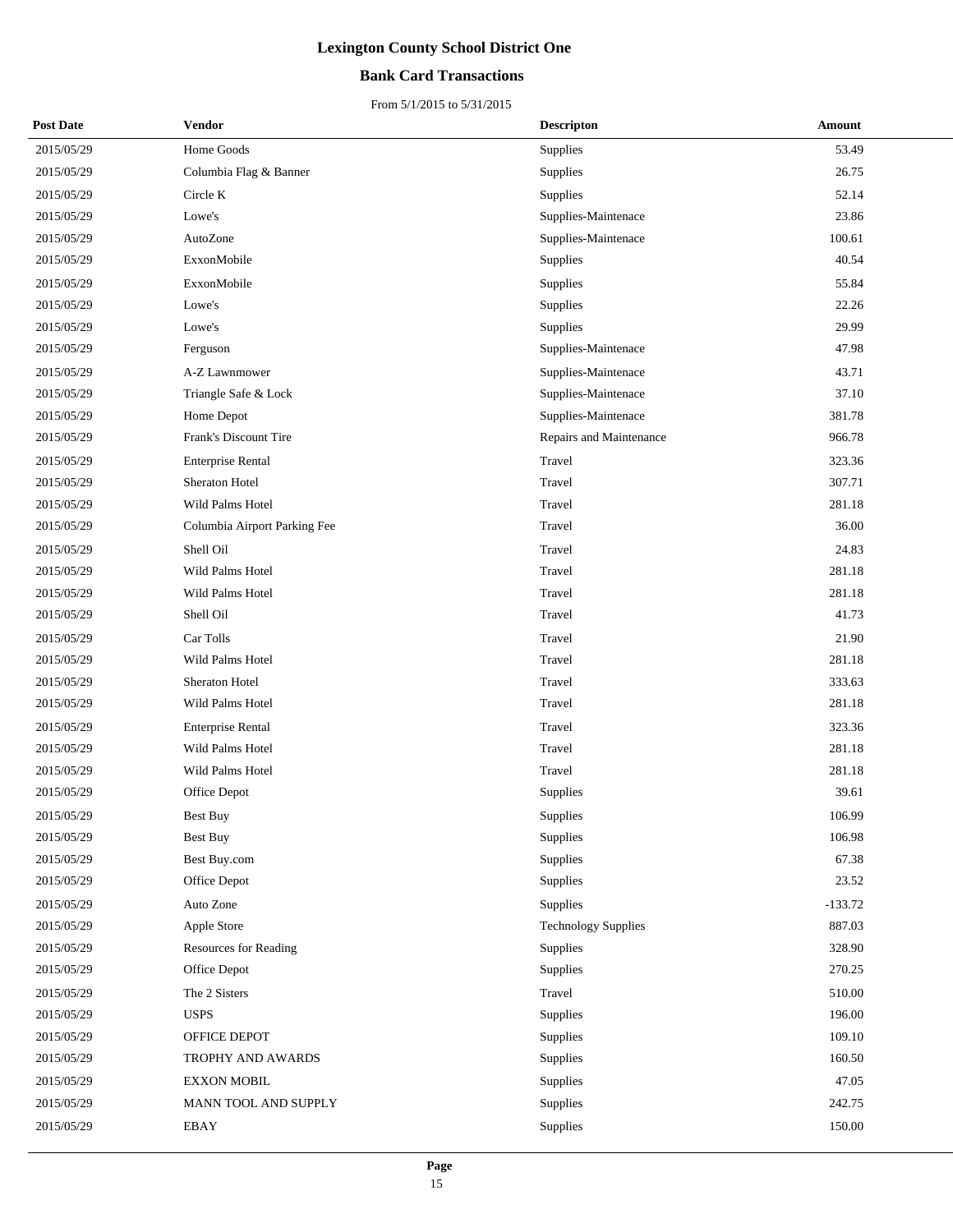# Lexington County School District One

## Bank Card Transactions

From 5/1/2015 to 5/31/2015

| Post Date | Vendor | Descripton | Amount |
|---|---|---|---|
| 2015/05/29 | Home Goods | Supplies | 53.49 |
| 2015/05/29 | Columbia Flag & Banner | Supplies | 26.75 |
| 2015/05/29 | Circle K | Supplies | 52.14 |
| 2015/05/29 | Lowe's | Supplies-Maintenace | 23.86 |
| 2015/05/29 | AutoZone | Supplies-Maintenace | 100.61 |
| 2015/05/29 | ExxonMobile | Supplies | 40.54 |
| 2015/05/29 | ExxonMobile | Supplies | 55.84 |
| 2015/05/29 | Lowe's | Supplies | 22.26 |
| 2015/05/29 | Lowe's | Supplies | 29.99 |
| 2015/05/29 | Ferguson | Supplies-Maintenace | 47.98 |
| 2015/05/29 | A-Z Lawnmower | Supplies-Maintenace | 43.71 |
| 2015/05/29 | Triangle Safe & Lock | Supplies-Maintenace | 37.10 |
| 2015/05/29 | Home Depot | Supplies-Maintenace | 381.78 |
| 2015/05/29 | Frank's Discount Tire | Repairs and Maintenance | 966.78 |
| 2015/05/29 | Enterprise Rental | Travel | 323.36 |
| 2015/05/29 | Sheraton Hotel | Travel | 307.71 |
| 2015/05/29 | Wild Palms Hotel | Travel | 281.18 |
| 2015/05/29 | Columbia Airport Parking Fee | Travel | 36.00 |
| 2015/05/29 | Shell Oil | Travel | 24.83 |
| 2015/05/29 | Wild Palms Hotel | Travel | 281.18 |
| 2015/05/29 | Wild Palms Hotel | Travel | 281.18 |
| 2015/05/29 | Shell Oil | Travel | 41.73 |
| 2015/05/29 | Car Tolls | Travel | 21.90 |
| 2015/05/29 | Wild Palms Hotel | Travel | 281.18 |
| 2015/05/29 | Sheraton Hotel | Travel | 333.63 |
| 2015/05/29 | Wild Palms Hotel | Travel | 281.18 |
| 2015/05/29 | Enterprise Rental | Travel | 323.36 |
| 2015/05/29 | Wild Palms Hotel | Travel | 281.18 |
| 2015/05/29 | Wild Palms Hotel | Travel | 281.18 |
| 2015/05/29 | Office Depot | Supplies | 39.61 |
| 2015/05/29 | Best Buy | Supplies | 106.99 |
| 2015/05/29 | Best Buy | Supplies | 106.98 |
| 2015/05/29 | Best Buy.com | Supplies | 67.38 |
| 2015/05/29 | Office Depot | Supplies | 23.52 |
| 2015/05/29 | Auto Zone | Supplies | -133.72 |
| 2015/05/29 | Apple Store | Technology Supplies | 887.03 |
| 2015/05/29 | Resources for Reading | Supplies | 328.90 |
| 2015/05/29 | Office Depot | Supplies | 270.25 |
| 2015/05/29 | The 2 Sisters | Travel | 510.00 |
| 2015/05/29 | USPS | Supplies | 196.00 |
| 2015/05/29 | OFFICE DEPOT | Supplies | 109.10 |
| 2015/05/29 | TROPHY AND AWARDS | Supplies | 160.50 |
| 2015/05/29 | EXXON MOBIL | Supplies | 47.05 |
| 2015/05/29 | MANN TOOL AND SUPPLY | Supplies | 242.75 |
| 2015/05/29 | EBAY | Supplies | 150.00 |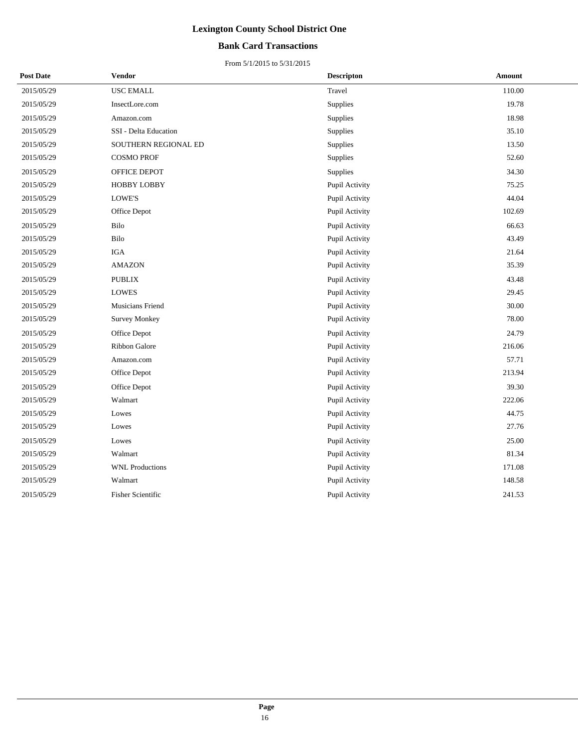# Lexington County School District One

## Bank Card Transactions

From 5/1/2015 to 5/31/2015

| Post Date | Vendor | Descripton | Amount |
|---|---|---|---|
| 2015/05/29 | USC EMALL | Travel | 110.00 |
| 2015/05/29 | InsectLore.com | Supplies | 19.78 |
| 2015/05/29 | Amazon.com | Supplies | 18.98 |
| 2015/05/29 | SSI - Delta Education | Supplies | 35.10 |
| 2015/05/29 | SOUTHERN REGIONAL ED | Supplies | 13.50 |
| 2015/05/29 | COSMO PROF | Supplies | 52.60 |
| 2015/05/29 | OFFICE DEPOT | Supplies | 34.30 |
| 2015/05/29 | HOBBY LOBBY | Pupil Activity | 75.25 |
| 2015/05/29 | LOWE'S | Pupil Activity | 44.04 |
| 2015/05/29 | Office Depot | Pupil Activity | 102.69 |
| 2015/05/29 | Bilo | Pupil Activity | 66.63 |
| 2015/05/29 | Bilo | Pupil Activity | 43.49 |
| 2015/05/29 | IGA | Pupil Activity | 21.64 |
| 2015/05/29 | AMAZON | Pupil Activity | 35.39 |
| 2015/05/29 | PUBLIX | Pupil Activity | 43.48 |
| 2015/05/29 | LOWES | Pupil Activity | 29.45 |
| 2015/05/29 | Musicians Friend | Pupil Activity | 30.00 |
| 2015/05/29 | Survey Monkey | Pupil Activity | 78.00 |
| 2015/05/29 | Office Depot | Pupil Activity | 24.79 |
| 2015/05/29 | Ribbon Galore | Pupil Activity | 216.06 |
| 2015/05/29 | Amazon.com | Pupil Activity | 57.71 |
| 2015/05/29 | Office Depot | Pupil Activity | 213.94 |
| 2015/05/29 | Office Depot | Pupil Activity | 39.30 |
| 2015/05/29 | Walmart | Pupil Activity | 222.06 |
| 2015/05/29 | Lowes | Pupil Activity | 44.75 |
| 2015/05/29 | Lowes | Pupil Activity | 27.76 |
| 2015/05/29 | Lowes | Pupil Activity | 25.00 |
| 2015/05/29 | Walmart | Pupil Activity | 81.34 |
| 2015/05/29 | WNL Productions | Pupil Activity | 171.08 |
| 2015/05/29 | Walmart | Pupil Activity | 148.58 |
| 2015/05/29 | Fisher Scientific | Pupil Activity | 241.53 |